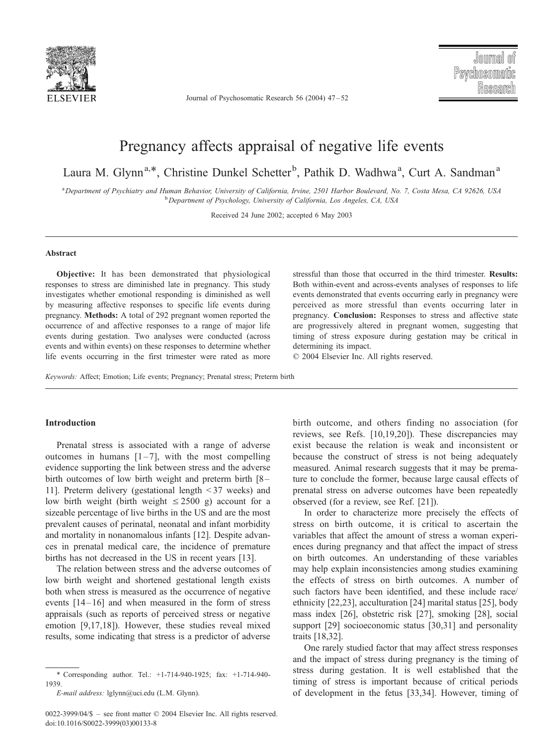# Pregnancy affects appraisal of negative life events

Laura M. Glynn[a,*], Christine Dunkel Schetter[b], Pathik D. Wadhwa[a], Curt A. Sandman[a]

[a] Department of Psychiatry and Human Behavior, University of California, Irvine, 2501 Harbor Boulevard, No. 7, Costa Mesa, CA 92626, USA
[b] Department of Psychology, University of California, Los Angeles, CA, USA

Received 24 June 2002; accepted 6 May 2003

## Abstract

**Objective:** It has been demonstrated that physiological responses to stress are diminished late in pregnancy. This study investigates whether emotional responding is diminished as well by measuring affective responses to specific life events during pregnancy. **Methods:** A total of 292 pregnant women reported the occurrence of and affective responses to a range of major life events during gestation. Two analyses were conducted (across events and within events) on these responses to determine whether life events occurring in the first trimester were rated as more stressful than those that occurred in the third trimester. **Results:** Both within-event and across-events analyses of responses to life events demonstrated that events occurring early in pregnancy were perceived as more stressful than events occurring later in pregnancy. **Conclusion:** Responses to stress and affective state are progressively altered in pregnant women, suggesting that timing of stress exposure during gestation may be critical in determining its impact.

© 2004 Elsevier Inc. All rights reserved.

*Keywords:* Affect; Emotion; Life events; Pregnancy; Prenatal stress; Preterm birth

## Introduction

Prenatal stress is associated with a range of adverse outcomes in humans [1–7], with the most compelling evidence supporting the link between stress and the adverse birth outcomes of low birth weight and preterm birth [8–11]. Preterm delivery (gestational length < 37 weeks) and low birth weight (birth weight ≤ 2500 g) account for a sizeable percentage of live births in the US and are the most prevalent causes of perinatal, neonatal and infant morbidity and mortality in nonanomalous infants [12]. Despite advances in prenatal medical care, the incidence of premature births has not decreased in the US in recent years [13].

The relation between stress and the adverse outcomes of low birth weight and shortened gestational length exists both when stress is measured as the occurrence of negative events [14–16] and when measured in the form of stress appraisals (such as reports of perceived stress or negative emotion [9,17,18]). However, these studies reveal mixed results, some indicating that stress is a predictor of adverse birth outcome, and others finding no association (for reviews, see Refs. [10,19,20]). These discrepancies may exist because the relation is weak and inconsistent or because the construct of stress is not being adequately measured. Animal research suggests that it may be premature to conclude the former, because large causal effects of prenatal stress on adverse outcomes have been repeatedly observed (for a review, see Ref. [21]).

In order to characterize more precisely the effects of stress on birth outcome, it is critical to ascertain the variables that affect the amount of stress a woman experiences during pregnancy and that affect the impact of stress on birth outcomes. An understanding of these variables may help explain inconsistencies among studies examining the effects of stress on birth outcomes. A number of such factors have been identified, and these include race/ethnicity [22,23], acculturation [24] marital status [25], body mass index [26], obstetric risk [27], smoking [28], social support [29] socioeconomic status [30,31] and personality traits [18,32].

One rarely studied factor that may affect stress responses and the impact of stress during pregnancy is the timing of stress during gestation. It is well established that the timing of stress is important because of critical periods of development in the fetus [33,34]. However, timing of

\* Corresponding author. Tel.: +1-714-940-1925; fax: +1-714-940-1939.
*E-mail address:* lglynn@uci.edu (L.M. Glynn).

0022-3999/04/$ – see front matter © 2004 Elsevier Inc. All rights reserved.
doi:10.1016/S0022-3999(03)00133-8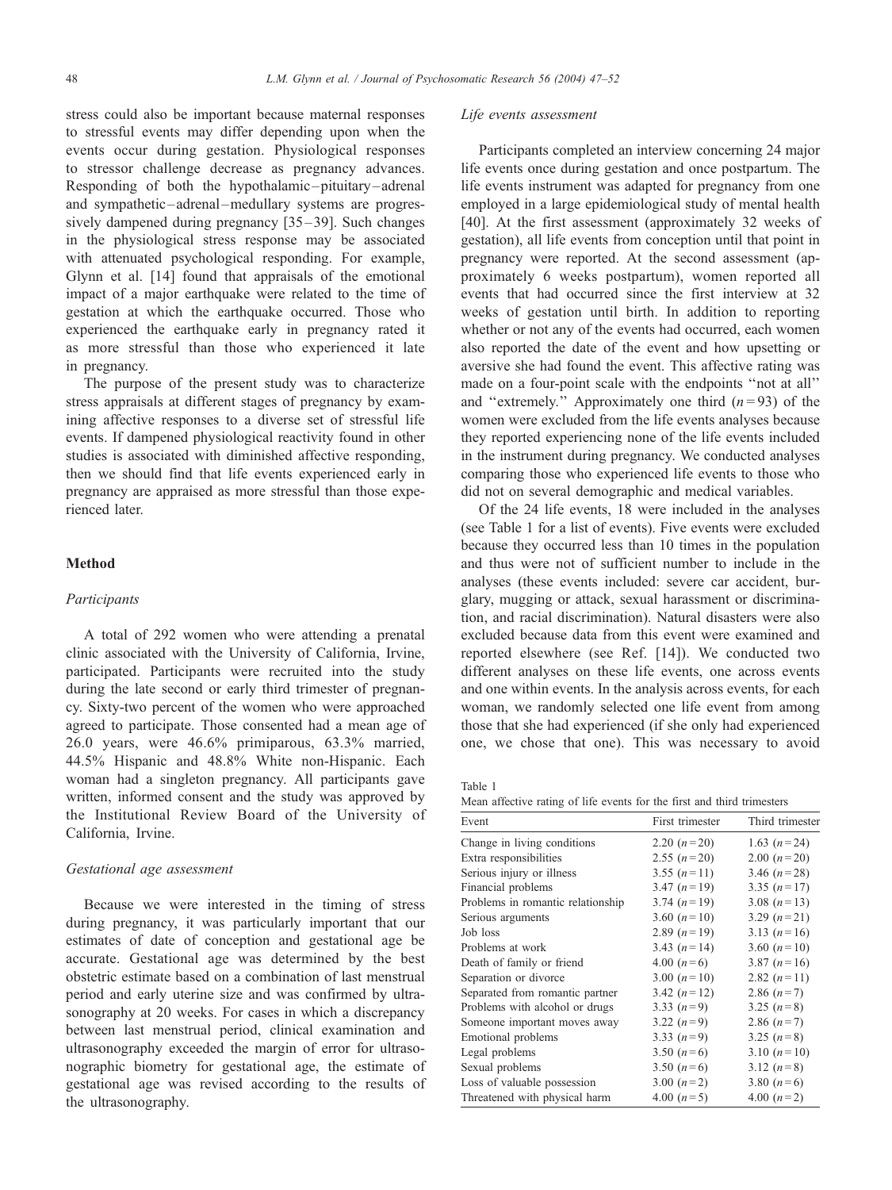stress could also be important because maternal responses to stressful events may differ depending upon when the events occur during gestation. Physiological responses to stressor challenge decrease as pregnancy advances. Responding of both the hypothalamic–pituitary–adrenal and sympathetic–adrenal–medullary systems are progressively dampened during pregnancy [35–39]. Such changes in the physiological stress response may be associated with attenuated psychological responding. For example, Glynn et al. [14] found that appraisals of the emotional impact of a major earthquake were related to the time of gestation at which the earthquake occurred. Those who experienced the earthquake early in pregnancy rated it as more stressful than those who experienced it late in pregnancy.

The purpose of the present study was to characterize stress appraisals at different stages of pregnancy by examining affective responses to a diverse set of stressful life events. If dampened physiological reactivity found in other studies is associated with diminished affective responding, then we should find that life events experienced early in pregnancy are appraised as more stressful than those experienced later.

## Method

### *Participants*

A total of 292 women who were attending a prenatal clinic associated with the University of California, Irvine, participated. Participants were recruited into the study during the late second or early third trimester of pregnancy. Sixty-two percent of the women who were approached agreed to participate. Those consented had a mean age of 26.0 years, were 46.6% primiparous, 63.3% married, 44.5% Hispanic and 48.8% White non-Hispanic. Each woman had a singleton pregnancy. All participants gave written, informed consent and the study was approved by the Institutional Review Board of the University of California, Irvine.

### *Gestational age assessment*

Because we were interested in the timing of stress during pregnancy, it was particularly important that our estimates of date of conception and gestational age be accurate. Gestational age was determined by the best obstetric estimate based on a combination of last menstrual period and early uterine size and was confirmed by ultrasonography at 20 weeks. For cases in which a discrepancy between last menstrual period, clinical examination and ultrasonography exceeded the margin of error for ultrasonographic biometry for gestational age, the estimate of gestational age was revised according to the results of the ultrasonography.

### *Life events assessment*

Participants completed an interview concerning 24 major life events once during gestation and once postpartum. The life events instrument was adapted for pregnancy from one employed in a large epidemiological study of mental health [40]. At the first assessment (approximately 32 weeks of gestation), all life events from conception until that point in pregnancy were reported. At the second assessment (approximately 6 weeks postpartum), women reported all events that had occurred since the first interview at 32 weeks of gestation until birth. In addition to reporting whether or not any of the events had occurred, each women also reported the date of the event and how upsetting or aversive she had found the event. This affective rating was made on a four-point scale with the endpoints ''not at all'' and ''extremely.'' Approximately one third ($n = 93$) of the women were excluded from the life events analyses because they reported experiencing none of the life events included in the instrument during pregnancy. We conducted analyses comparing those who experienced life events to those who did not on several demographic and medical variables.

Of the 24 life events, 18 were included in the analyses (see Table 1 for a list of events). Five events were excluded because they occurred less than 10 times in the population and thus were not of sufficient number to include in the analyses (these events included: severe car accident, burglary, mugging or attack, sexual harassment or discrimination, and racial discrimination). Natural disasters were also excluded because data from this event were examined and reported elsewhere (see Ref. [14]). We conducted two different analyses on these life events, one across events and one within events. In the analysis across events, for each woman, we randomly selected one life event from among those that she had experienced (if she only had experienced one, we chose that one). This was necessary to avoid

Table 1
Mean affective rating of life events for the first and third trimesters

| Event | First trimester | Third trimester |
|---|---|---|
| Change in living conditions | 2.20 ($n = 20$) | 1.63 ($n = 24$) |
| Extra responsibilities | 2.55 ($n = 20$) | 2.00 ($n = 20$) |
| Serious injury or illness | 3.55 ($n = 11$) | 3.46 ($n = 28$) |
| Financial problems | 3.47 ($n = 19$) | 3.35 ($n = 17$) |
| Problems in romantic relationship | 3.74 ($n = 19$) | 3.08 ($n = 13$) |
| Serious arguments | 3.60 ($n = 10$) | 3.29 ($n = 21$) |
| Job loss | 2.89 ($n = 19$) | 3.13 ($n = 16$) |
| Problems at work | 3.43 ($n = 14$) | 3.60 ($n = 10$) |
| Death of family or friend | 4.00 ($n = 6$) | 3.87 ($n = 16$) |
| Separation or divorce | 3.00 ($n = 10$) | 2.82 ($n = 11$) |
| Separated from romantic partner | 3.42 ($n = 12$) | 2.86 ($n = 7$) |
| Problems with alcohol or drugs | 3.33 ($n = 9$) | 3.25 ($n = 8$) |
| Someone important moves away | 3.22 ($n = 9$) | 2.86 ($n = 7$) |
| Emotional problems | 3.33 ($n = 9$) | 3.25 ($n = 8$) |
| Legal problems | 3.50 ($n = 6$) | 3.10 ($n = 10$) |
| Sexual problems | 3.50 ($n = 6$) | 3.12 ($n = 8$) |
| Loss of valuable possession | 3.00 ($n = 2$) | 3.80 ($n = 6$) |
| Threatened with physical harm | 4.00 ($n = 5$) | 4.00 ($n = 2$) |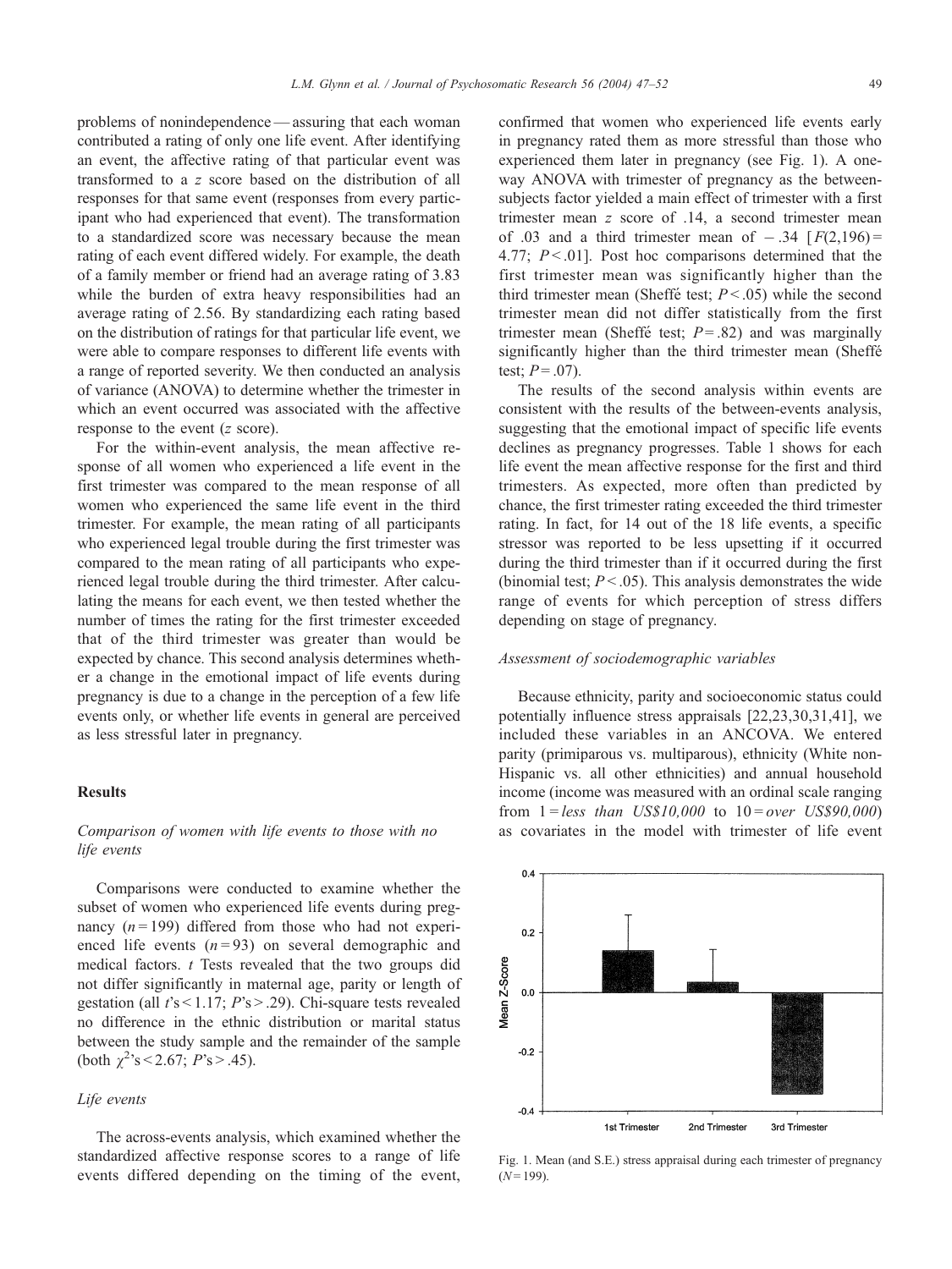problems of nonindependence — assuring that each woman contributed a rating of only one life event. After identifying an event, the affective rating of that particular event was transformed to a $z$ score based on the distribution of all responses for that same event (responses from every participant who had experienced that event). The transformation to a standardized score was necessary because the mean rating of each event differed widely. For example, the death of a family member or friend had an average rating of 3.83 while the burden of extra heavy responsibilities had an average rating of 2.56. By standardizing each rating based on the distribution of ratings for that particular life event, we were able to compare responses to different life events with a range of reported severity. We then conducted an analysis of variance (ANOVA) to determine whether the trimester in which an event occurred was associated with the affective response to the event ($z$ score).

For the within-event analysis, the mean affective response of all women who experienced a life event in the first trimester was compared to the mean response of all women who experienced the same life event in the third trimester. For example, the mean rating of all participants who experienced legal trouble during the first trimester was compared to the mean rating of all participants who experienced legal trouble during the third trimester. After calculating the means for each event, we then tested whether the number of times the rating for the first trimester exceeded that of the third trimester was greater than would be expected by chance. This second analysis determines whether a change in the emotional impact of life events during pregnancy is due to a change in the perception of a few life events only, or whether life events in general are perceived as less stressful later in pregnancy.

## Results

### *Comparison of women with life events to those with no life events*

Comparisons were conducted to examine whether the subset of women who experienced life events during pregnancy ($n = 199$) differed from those who had not experienced life events ($n = 93$) on several demographic and medical factors. $t$ Tests revealed that the two groups did not differ significantly in maternal age, parity or length of gestation (all $t$'s $< 1.17$; $P$'s $> .29$). Chi-square tests revealed no difference in the ethnic distribution or marital status between the study sample and the remainder of the sample (both $\chi^2$'s $< 2.67$; $P$'s $> .45$).

### *Life events*

The across-events analysis, which examined whether the standardized affective response scores to a range of life events differed depending on the timing of the event, confirmed that women who experienced life events early in pregnancy rated them as more stressful than those who experienced them later in pregnancy (see Fig. 1). A one-way ANOVA with trimester of pregnancy as the between-subjects factor yielded a main effect of trimester with a first trimester mean $z$ score of .14, a second trimester mean of .03 and a third trimester mean of $-.34$ [$F(2,196) = 4.77$; $P < .01$]. Post hoc comparisons determined that the first trimester mean was significantly higher than the third trimester mean (Sheffé test; $P < .05$) while the second trimester mean did not differ statistically from the first trimester mean (Sheffé test; $P = .82$) and was marginally significantly higher than the third trimester mean (Sheffé test; $P = .07$).

The results of the second analysis within events are consistent with the results of the between-events analysis, suggesting that the emotional impact of specific life events declines as pregnancy progresses. Table 1 shows for each life event the mean affective response for the first and third trimesters. As expected, more often than predicted by chance, the first trimester rating exceeded the third trimester rating. In fact, for 14 out of the 18 life events, a specific stressor was reported to be less upsetting if it occurred during the third trimester than if it occurred during the first (binomial test; $P < .05$). This analysis demonstrates the wide range of events for which perception of stress differs depending on stage of pregnancy.

### *Assessment of sociodemographic variables*

Because ethnicity, parity and socioeconomic status could potentially influence stress appraisals [22,23,30,31,41], we included these variables in an ANCOVA. We entered parity (primiparous vs. multiparous), ethnicity (White non-Hispanic vs. all other ethnicities) and annual household income (income was measured with an ordinal scale ranging from 1 = *less than US$10,000* to 10 = *over US$90,000*) as covariates in the model with trimester of life event

0.4
0.2
0.0
-0.2
-0.4
Mean Z-Score
1st Trimester
2nd Trimester
3rd Trimester

Fig. 1. Mean (and S.E.) stress appraisal during each trimester of pregnancy ($N = 199$).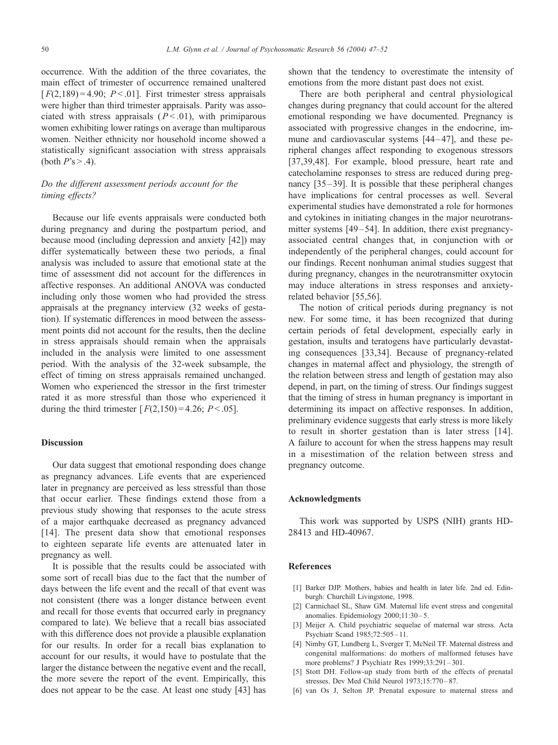occurrence. With the addition of the three covariates, the main effect of trimester of occurrence remained unaltered [$F(2,189) = 4.90$; $P < .01$]. First trimester stress appraisals were higher than third trimester appraisals. Parity was associated with stress appraisals ($P < .01$), with primiparous women exhibiting lower ratings on average than multiparous women. Neither ethnicity nor household income showed a statistically significant association with stress appraisals (both $P$'s > .4).

### *Do the different assessment periods account for the timing effects?*

Because our life events appraisals were conducted both during pregnancy and during the postpartum period, and because mood (including depression and anxiety [42]) may differ systematically between these two periods, a final analysis was included to assure that emotional state at the time of assessment did not account for the differences in affective responses. An additional ANOVA was conducted including only those women who had provided the stress appraisals at the pregnancy interview (32 weeks of gestation). If systematic differences in mood between the assessment points did not account for the results, then the decline in stress appraisals should remain when the appraisals included in the analysis were limited to one assessment period. With the analysis of the 32-week subsample, the effect of timing on stress appraisals remained unchanged. Women who experienced the stressor in the first trimester rated it as more stressful than those who experienced it during the third trimester [$F(2,150) = 4.26$; $P < .05$].

## Discussion

Our data suggest that emotional responding does change as pregnancy advances. Life events that are experienced later in pregnancy are perceived as less stressful than those that occur earlier. These findings extend those from a previous study showing that responses to the acute stress of a major earthquake decreased as pregnancy advanced [14]. The present data show that emotional responses to eighteen separate life events are attenuated later in pregnancy as well.

It is possible that the results could be associated with some sort of recall bias due to the fact that the number of days between the life event and the recall of that event was not consistent (there was a longer distance between event and recall for those events that occurred early in pregnancy compared to late). We believe that a recall bias associated with this difference does not provide a plausible explanation for our results. In order for a recall bias explanation to account for our results, it would have to postulate that the larger the distance between the negative event and the recall, the more severe the report of the event. Empirically, this does not appear to be the case. At least one study [43] has shown that the tendency to overestimate the intensity of emotions from the more distant past does not exist.

There are both peripheral and central physiological changes during pregnancy that could account for the altered emotional responding we have documented. Pregnancy is associated with progressive changes in the endocrine, immune and cardiovascular systems [44–47], and these peripheral changes affect responding to exogenous stressors [37,39,48]. For example, blood pressure, heart rate and catecholamine responses to stress are reduced during pregnancy [35–39]. It is possible that these peripheral changes have implications for central processes as well. Several experimental studies have demonstrated a role for hormones and cytokines in initiating changes in the major neurotransmitter systems [49–54]. In addition, there exist pregnancy-associated central changes that, in conjunction with or independently of the peripheral changes, could account for our findings. Recent nonhuman animal studies suggest that during pregnancy, changes in the neurotransmitter oxytocin may induce alterations in stress responses and anxiety-related behavior [55,56].

The notion of critical periods during pregnancy is not new. For some time, it has been recognized that during certain periods of fetal development, especially early in gestation, insults and teratogens have particularly devastating consequences [33,34]. Because of pregnancy-related changes in maternal affect and physiology, the strength of the relation between stress and length of gestation may also depend, in part, on the timing of stress. Our findings suggest that the timing of stress in human pregnancy is important in determining its impact on affective responses. In addition, preliminary evidence suggests that early stress is more likely to result in shorter gestation than is later stress [14]. A failure to account for when the stress happens may result in a misestimation of the relation between stress and pregnancy outcome.

## Acknowledgments

This work was supported by USPS (NIH) grants HD-28413 and HD-40967.

## References

[1] Barker DJP. Mothers, babies and health in later life. 2nd ed. Edinburgh: Churchill Livingstone, 1998.

[2] Carmichael SL, Shaw GM. Maternal life event stress and congenital anomalies. Epidemiology 2000;11:30–5.

[3] Meijer A. Child psychiatric sequelae of maternal war stress. Acta Psychiatr Scand 1985;72:505–11.

[4] Nimby GT, Lundberg L, Sverger T, McNeil TF. Maternal distress and congenital malformations: do mothers of malformed fetuses have more problems? J Psychiatr Res 1999;33:291–301.

[5] Stott DH. Follow-up study from birth of the effects of prenatal stresses. Dev Med Child Neurol 1973;15:770–87.

[6] van Os J, Selton JP. Prenatal exposure to maternal stress and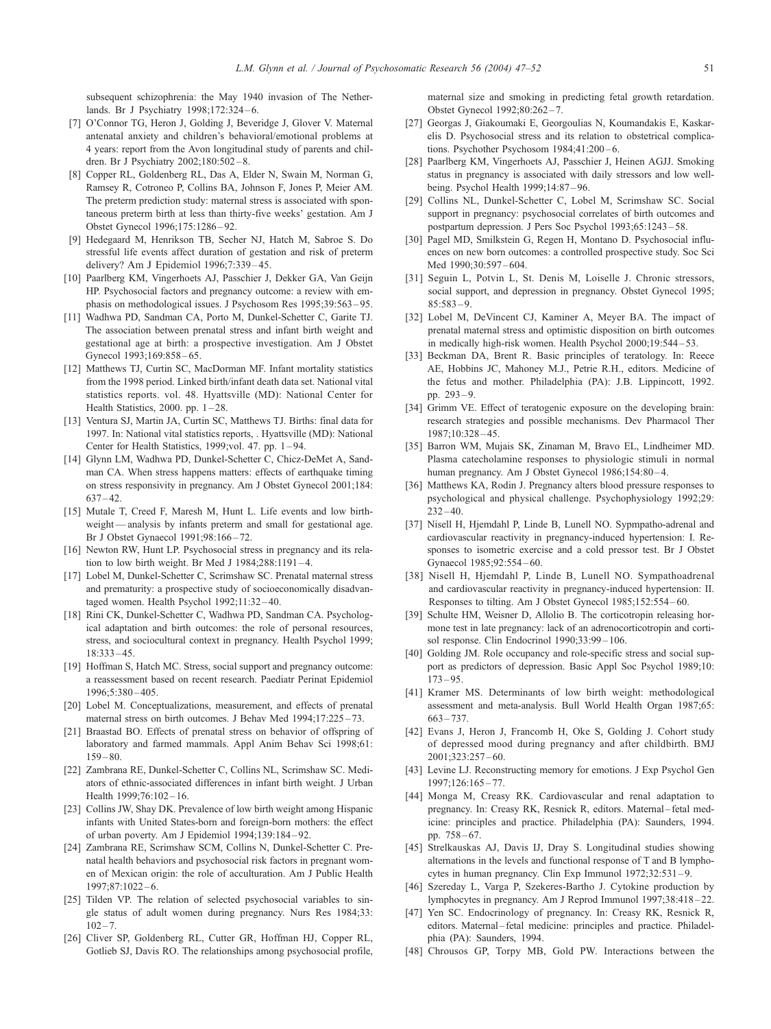subsequent schizophrenia: the May 1940 invasion of The Netherlands. Br J Psychiatry 1998;172:324 – 6.

[7] O'Connor TG, Heron J, Golding J, Beveridge J, Glover V. Maternal antenatal anxiety and children's behavioral/emotional problems at 4 years: report from the Avon longitudinal study of parents and children. Br J Psychiatry 2002;180:502 – 8.

[8] Copper RL, Goldenberg RL, Das A, Elder N, Swain M, Norman G, Ramsey R, Cotroneo P, Collins BA, Johnson F, Jones P, Meier AM. The preterm prediction study: maternal stress is associated with spontaneous preterm birth at less than thirty-five weeks' gestation. Am J Obstet Gynecol 1996;175:1286 – 92.

[9] Hedegaard M, Henrikson TB, Secher NJ, Hatch M, Sabroe S. Do stressful life events affect duration of gestation and risk of preterm delivery? Am J Epidemiol 1996;7:339 – 45.

[10] Paarlberg KM, Vingerhoets AJ, Passchier J, Dekker GA, Van Geijn HP. Psychosocial factors and pregnancy outcome: a review with emphasis on methodological issues. J Psychosom Res 1995;39:563 – 95.

[11] Wadhwa PD, Sandman CA, Porto M, Dunkel-Schetter C, Garite TJ. The association between prenatal stress and infant birth weight and gestational age at birth: a prospective investigation. Am J Obstet Gynecol 1993;169:858 – 65.

[12] Matthews TJ, Curtin SC, MacDorman MF. Infant mortality statistics from the 1998 period. Linked birth/infant death data set. National vital statistics reports. vol. 48. Hyattsville (MD): National Center for Health Statistics, 2000. pp. 1 – 28.

[13] Ventura SJ, Martin JA, Curtin SC, Matthews TJ. Births: final data for 1997. In: National vital statistics reports, . Hyattsville (MD): National Center for Health Statistics, 1999;vol. 47. pp. 1 – 94.

[14] Glynn LM, Wadhwa PD, Dunkel-Schetter C, Chicz-DeMet A, Sandman CA. When stress happens matters: effects of earthquake timing on stress responsivity in pregnancy. Am J Obstet Gynecol 2001;184: 637 – 42.

[15] Mutale T, Creed F, Maresh M, Hunt L. Life events and low birthweight — analysis by infants preterm and small for gestational age. Br J Obstet Gynaecol 1991;98:166 – 72.

[16] Newton RW, Hunt LP. Psychosocial stress in pregnancy and its relation to low birth weight. Br Med J 1984;288:1191 – 4.

[17] Lobel M, Dunkel-Schetter C, Scrimshaw SC. Prenatal maternal stress and prematurity: a prospective study of socioeconomically disadvantaged women. Health Psychol 1992;11:32 – 40.

[18] Rini CK, Dunkel-Schetter C, Wadhwa PD, Sandman CA. Psychological adaptation and birth outcomes: the role of personal resources, stress, and sociocultural context in pregnancy. Health Psychol 1999; 18:333 – 45.

[19] Hoffman S, Hatch MC. Stress, social support and pregnancy outcome: a reassessment based on recent research. Paediatr Perinat Epidemiol 1996;5:380 – 405.

[20] Lobel M. Conceptualizations, measurement, and effects of prenatal maternal stress on birth outcomes. J Behav Med 1994;17:225 – 73.

[21] Braastad BO. Effects of prenatal stress on behavior of offspring of laboratory and farmed mammals. Appl Anim Behav Sci 1998;61: 159 – 80.

[22] Zambrana RE, Dunkel-Schetter C, Collins NL, Scrimshaw SC. Mediators of ethnic-associated differences in infant birth weight. J Urban Health 1999;76:102 – 16.

[23] Collins JW, Shay DK. Prevalence of low birth weight among Hispanic infants with United States-born and foreign-born mothers: the effect of urban poverty. Am J Epidemiol 1994;139:184 – 92.

[24] Zambrana RE, Scrimshaw SCM, Collins N, Dunkel-Schetter C. Prenatal health behaviors and psychosocial risk factors in pregnant women of Mexican origin: the role of acculturation. Am J Public Health 1997;87:1022 – 6.

[25] Tilden VP. The relation of selected psychosocial variables to single status of adult women during pregnancy. Nurs Res 1984;33: 102 – 7.

[26] Cliver SP, Goldenberg RL, Cutter GR, Hoffman HJ, Copper RL, Gotlieb SJ, Davis RO. The relationships among psychosocial profile, maternal size and smoking in predicting fetal growth retardation. Obstet Gynecol 1992;80:262 – 7.

[27] Georgas J, Giakoumaki E, Georgoulias N, Koumandakis E, Kaskarelis D. Psychosocial stress and its relation to obstetrical complications. Psychother Psychosom 1984;41:200 – 6.

[28] Paarlberg KM, Vingerhoets AJ, Passchier J, Heinen AGJJ. Smoking status in pregnancy is associated with daily stressors and low well-being. Psychol Health 1999;14:87 – 96.

[29] Collins NL, Dunkel-Schetter C, Lobel M, Scrimshaw SC. Social support in pregnancy: psychosocial correlates of birth outcomes and postpartum depression. J Pers Soc Psychol 1993;65:1243 – 58.

[30] Pagel MD, Smilkstein G, Regen H, Montano D. Psychosocial influences on new born outcomes: a controlled prospective study. Soc Sci Med 1990;30:597 – 604.

[31] Seguin L, Potvin L, St. Denis M, Loiselle J. Chronic stressors, social support, and depression in pregnancy. Obstet Gynecol 1995; 85:583 – 9.

[32] Lobel M, DeVincent CJ, Kaminer A, Meyer BA. The impact of prenatal maternal stress and optimistic disposition on birth outcomes in medically high-risk women. Health Psychol 2000;19:544 – 53.

[33] Beckman DA, Brent R. Basic principles of teratology. In: Reece AE, Hobbins JC, Mahoney M.J., Petrie R.H., editors. Medicine of the fetus and mother. Philadelphia (PA): J.B. Lippincott, 1992. pp. 293 – 9.

[34] Grimm VE. Effect of teratogenic exposure on the developing brain: research strategies and possible mechanisms. Dev Pharmacol Ther 1987;10:328 – 45.

[35] Barron WM, Mujais SK, Zinaman M, Bravo EL, Lindheimer MD. Plasma catecholamine responses to physiologic stimuli in normal human pregnancy. Am J Obstet Gynecol 1986;154:80 – 4.

[36] Matthews KA, Rodin J. Pregnancy alters blood pressure responses to psychological and physical challenge. Psychophysiology 1992;29: 232 – 40.

[37] Nisell H, Hjemdahl P, Linde B, Lunell NO. Sypmpatho-adrenal and cardiovascular reactivity in pregnancy-induced hypertension: I. Responses to isometric exercise and a cold pressor test. Br J Obstet Gynaecol 1985;92:554 – 60.

[38] Nisell H, Hjemdahl P, Linde B, Lunell NO. Sympathoadrenal and cardiovascular reactivity in pregnancy-induced hypertension: II. Responses to tilting. Am J Obstet Gynecol 1985;152:554 – 60.

[39] Schulte HM, Weisner D, Allolio B. The corticotropin releasing hormone test in late pregnancy: lack of an adrenocorticotropin and cortisol response. Clin Endocrinol 1990;33:99 – 106.

[40] Golding JM. Role occupancy and role-specific stress and social support as predictors of depression. Basic Appl Soc Psychol 1989;10: 173 – 95.

[41] Kramer MS. Determinants of low birth weight: methodological assessment and meta-analysis. Bull World Health Organ 1987;65: 663 – 737.

[42] Evans J, Heron J, Francomb H, Oke S, Golding J. Cohort study of depressed mood during pregnancy and after childbirth. BMJ 2001;323:257 – 60.

[43] Levine LJ. Reconstructing memory for emotions. J Exp Psychol Gen 1997;126:165 – 77.

[44] Monga M, Creasy RK. Cardiovascular and renal adaptation to pregnancy. In: Creasy RK, Resnick R, editors. Maternal – fetal medicine: principles and practice. Philadelphia (PA): Saunders, 1994. pp. 758 – 67.

[45] Strelkauskas AJ, Davis IJ, Dray S. Longitudinal studies showing alternations in the levels and functional response of T and B lymphocytes in human pregnancy. Clin Exp Immunol 1972;32:531 – 9.

[46] Szereday L, Varga P, Szekeres-Bartho J. Cytokine production by lymphocytes in pregnancy. Am J Reprod Immunol 1997;38:418 – 22.

[47] Yen SC. Endocrinology of pregnancy. In: Creasy RK, Resnick R, editors. Maternal – fetal medicine: principles and practice. Philadelphia (PA): Saunders, 1994.

[48] Chrousos GP, Torpy MB, Gold PW. Interactions between the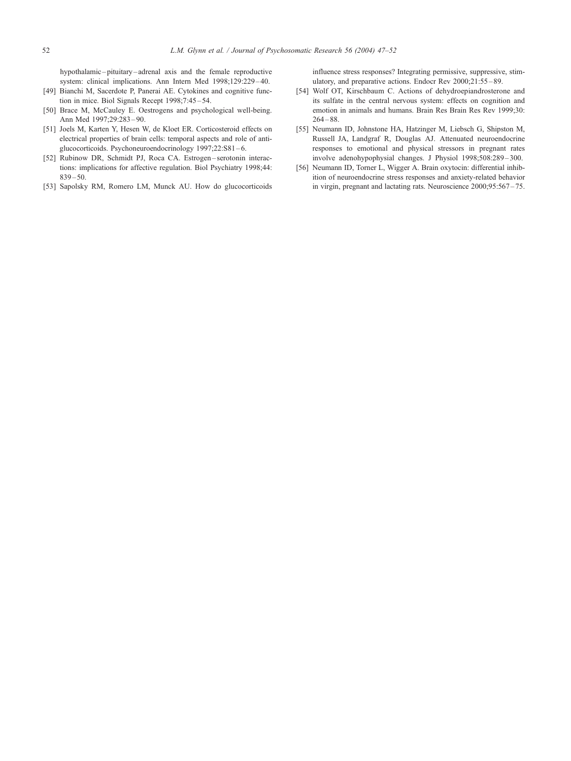hypothalamic–pituitary–adrenal axis and the female reproductive system: clinical implications. Ann Intern Med 1998;129:229–40.

[49] Bianchi M, Sacerdote P, Panerai AE. Cytokines and cognitive function in mice. Biol Signals Recept 1998;7:45–54.

[50] Brace M, McCauley E. Oestrogens and psychological well-being. Ann Med 1997;29:283–90.

[51] Joels M, Karten Y, Hesen W, de Kloet ER. Corticosteroid effects on electrical properties of brain cells: temporal aspects and role of antiglucocorticoids. Psychoneuroendocrinology 1997;22:S81–6.

[52] Rubinow DR, Schmidt PJ, Roca CA. Estrogen–serotonin interactions: implications for affective regulation. Biol Psychiatry 1998;44: 839–50.

[53] Sapolsky RM, Romero LM, Munck AU. How do glucocorticoids influence stress responses? Integrating permissive, suppressive, stimulatory, and preparative actions. Endocr Rev 2000;21:55–89.

[54] Wolf OT, Kirschbaum C. Actions of dehydroepiandrosterone and its sulfate in the central nervous system: effects on cognition and emotion in animals and humans. Brain Res Brain Res Rev 1999;30: 264–88.

[55] Neumann ID, Johnstone HA, Hatzinger M, Liebsch G, Shipston M, Russell JA, Landgraf R, Douglas AJ. Attenuated neuroendocrine responses to emotional and physical stressors in pregnant rates involve adenohypophysial changes. J Physiol 1998;508:289–300.

[56] Neumann ID, Torner L, Wigger A. Brain oxytocin: differential inhibition of neuroendocrine stress responses and anxiety-related behavior in virgin, pregnant and lactating rats. Neuroscience 2000;95:567–75.